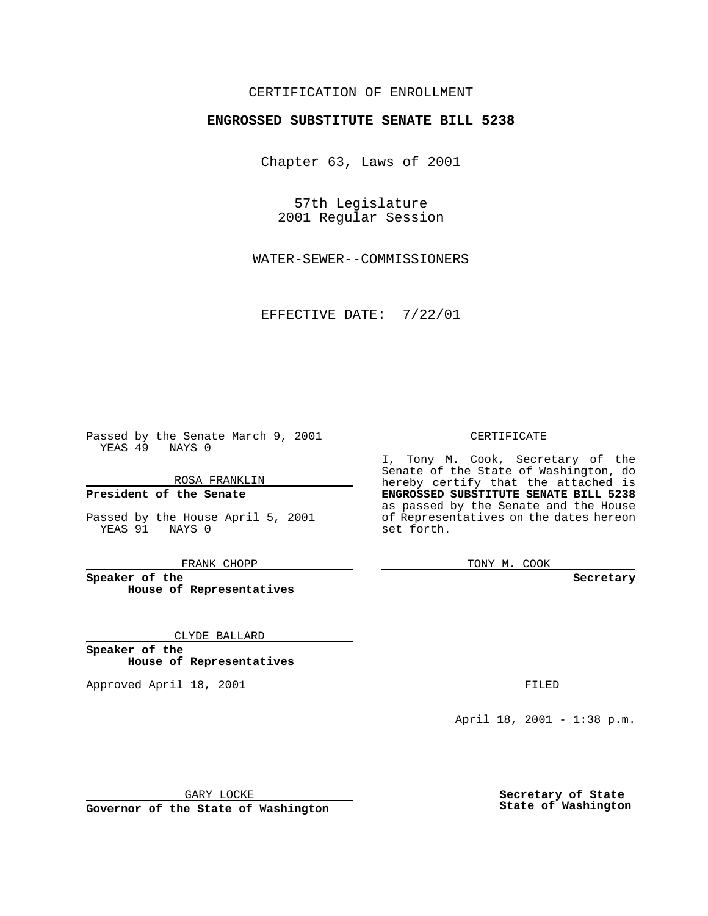CERTIFICATION OF ENROLLMENT

**ENGROSSED SUBSTITUTE SENATE BILL 5238**

Chapter 63, Laws of 2001

57th Legislature
2001 Regular Session

WATER-SEWER--COMMISSIONERS

EFFECTIVE DATE: 7/22/01

Passed by the Senate March 9, 2001
YEAS 49 NAYS 0

ROSA FRANKLIN

**President of the Senate**

Passed by the House April 5, 2001
YEAS 91 NAYS 0

FRANK CHOPP

**Speaker of the House of Representatives**

CLYDE BALLARD

**Speaker of the House of Representatives**

Approved April 18, 2001

GARY LOCKE

**Governor of the State of Washington**

CERTIFICATE

I, Tony M. Cook, Secretary of the Senate of the State of Washington, do hereby certify that the attached is **ENGROSSED SUBSTITUTE SENATE BILL 5238** as passed by the Senate and the House of Representatives on the dates hereon set forth.

TONY M. COOK

**Secretary**

FILED

April 18, 2001 - 1:38 p.m.

**Secretary of State State of Washington**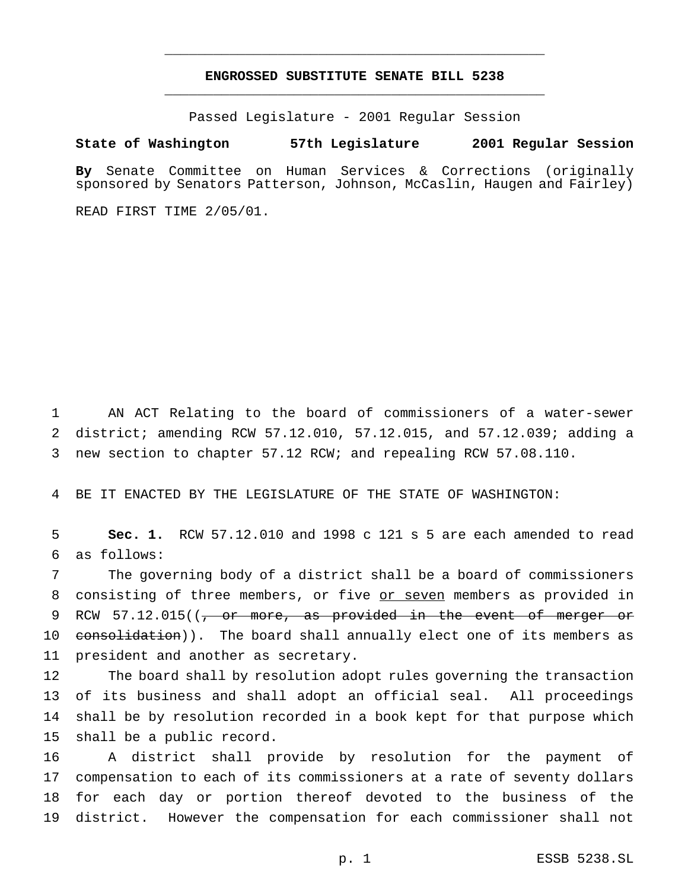# ENGROSSED SUBSTITUTE SENATE BILL 5238

Passed Legislature - 2001 Regular Session

**State of Washington 57th Legislature 2001 Regular Session**

**By** Senate Committee on Human Services & Corrections (originally sponsored by Senators Patterson, Johnson, McCaslin, Haugen and Fairley)

READ FIRST TIME 2/05/01.

AN ACT Relating to the board of commissioners of a water-sewer district; amending RCW 57.12.010, 57.12.015, and 57.12.039; adding a new section to chapter 57.12 RCW; and repealing RCW 57.08.110.

BE IT ENACTED BY THE LEGISLATURE OF THE STATE OF WASHINGTON:

**Sec. 1.** RCW 57.12.010 and 1998 c 121 s 5 are each amended to read as follows:

The governing body of a district shall be a board of commissioners consisting of three members, or five <u>or seven</u> members as provided in RCW 57.12.015((~~, or more, as provided in the event of merger or consolidation~~)). The board shall annually elect one of its members as president and another as secretary.

The board shall by resolution adopt rules governing the transaction of its business and shall adopt an official seal. All proceedings shall be by resolution recorded in a book kept for that purpose which shall be a public record.

A district shall provide by resolution for the payment of compensation to each of its commissioners at a rate of seventy dollars for each day or portion thereof devoted to the business of the district. However the compensation for each commissioner shall not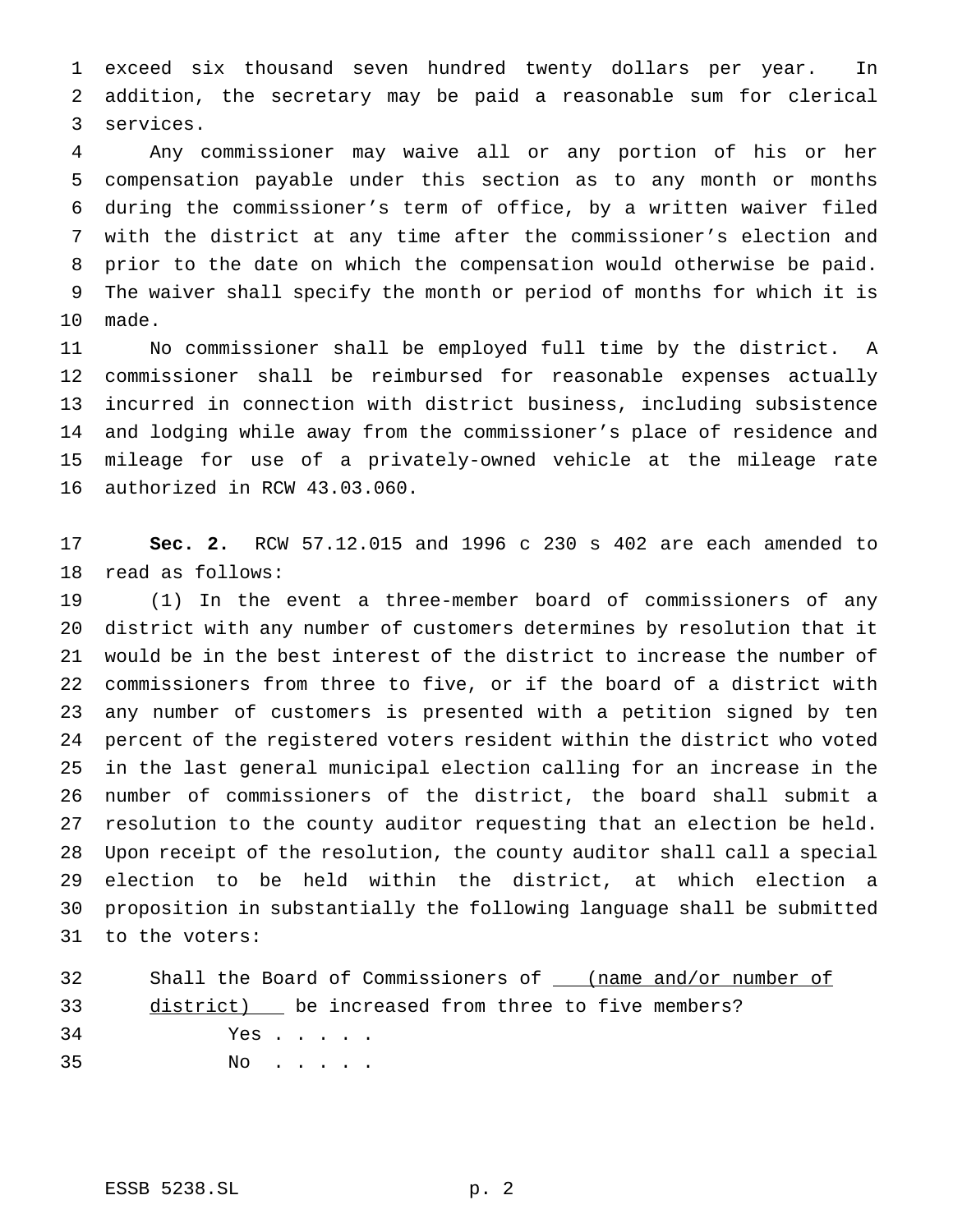exceed six thousand seven hundred twenty dollars per year. In addition, the secretary may be paid a reasonable sum for clerical services.

Any commissioner may waive all or any portion of his or her compensation payable under this section as to any month or months during the commissioner's term of office, by a written waiver filed with the district at any time after the commissioner's election and prior to the date on which the compensation would otherwise be paid. The waiver shall specify the month or period of months for which it is made.

No commissioner shall be employed full time by the district. A commissioner shall be reimbursed for reasonable expenses actually incurred in connection with district business, including subsistence and lodging while away from the commissioner's place of residence and mileage for use of a privately-owned vehicle at the mileage rate authorized in RCW 43.03.060.

**Sec. 2.** RCW 57.12.015 and 1996 c 230 s 402 are each amended to read as follows:

(1) In the event a three-member board of commissioners of any district with any number of customers determines by resolution that it would be in the best interest of the district to increase the number of commissioners from three to five, or if the board of a district with any number of customers is presented with a petition signed by ten percent of the registered voters resident within the district who voted in the last general municipal election calling for an increase in the number of commissioners of the district, the board shall submit a resolution to the county auditor requesting that an election be held. Upon receipt of the resolution, the county auditor shall call a special election to be held within the district, at which election a proposition in substantially the following language shall be submitted to the voters:

Shall the Board of Commissioners of (name and/or number of district) be increased from three to five members?

Yes . . . . .

No . . . . .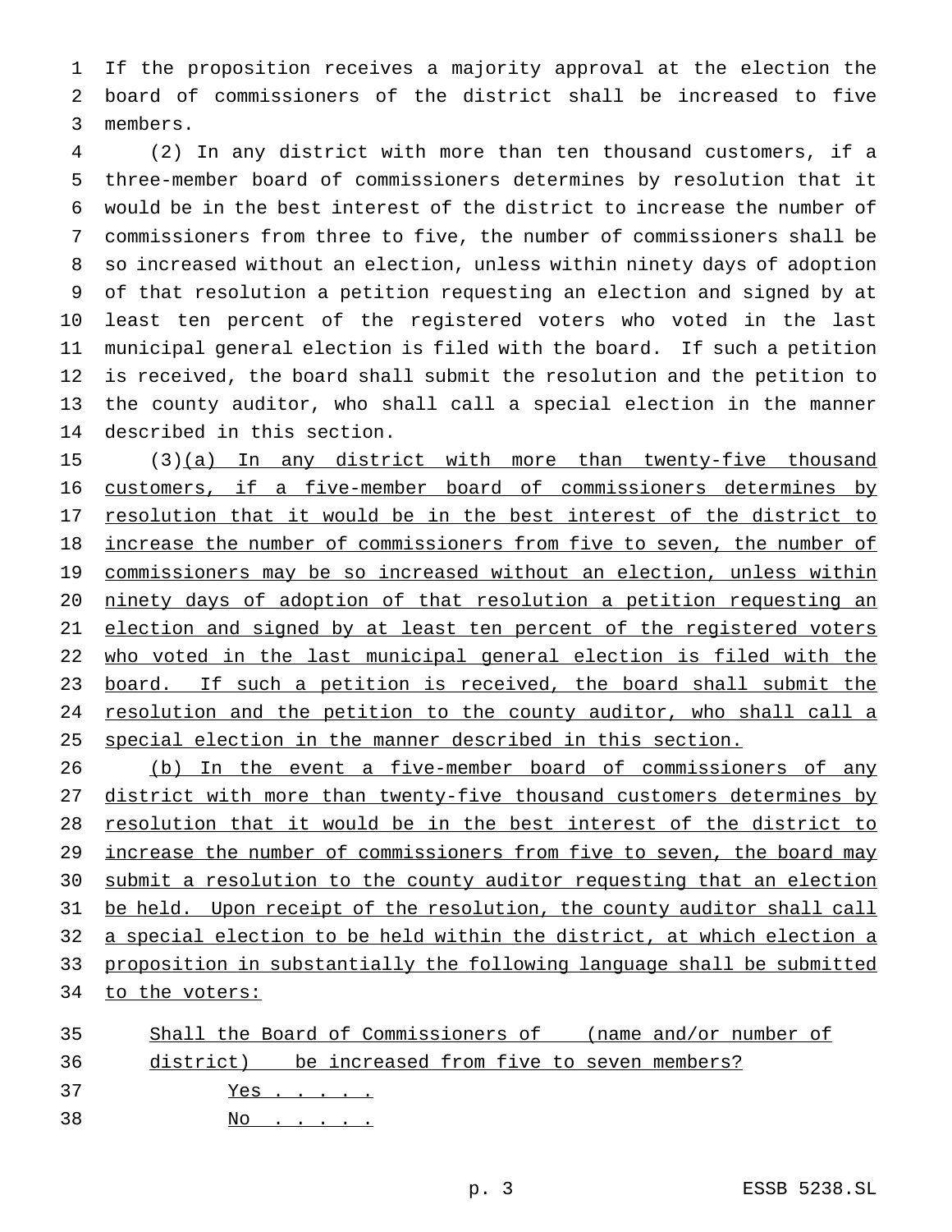If the proposition receives a majority approval at the election the board of commissioners of the district shall be increased to five members.

(2) In any district with more than ten thousand customers, if a three-member board of commissioners determines by resolution that it would be in the best interest of the district to increase the number of commissioners from three to five, the number of commissioners shall be so increased without an election, unless within ninety days of adoption of that resolution a petition requesting an election and signed by at least ten percent of the registered voters who voted in the last municipal general election is filed with the board. If such a petition is received, the board shall submit the resolution and the petition to the county auditor, who shall call a special election in the manner described in this section.

(3)<u>(a) In any district with more than twenty-five thousand customers, if a five-member board of commissioners determines by resolution that it would be in the best interest of the district to increase the number of commissioners from five to seven, the number of commissioners may be so increased without an election, unless within ninety days of adoption of that resolution a petition requesting an election and signed by at least ten percent of the registered voters who voted in the last municipal general election is filed with the board. If such a petition is received, the board shall submit the resolution and the petition to the county auditor, who shall call a special election in the manner described in this section.</u>

<u>(b) In the event a five-member board of commissioners of any district with more than twenty-five thousand customers determines by resolution that it would be in the best interest of the district to increase the number of commissioners from five to seven, the board may submit a resolution to the county auditor requesting that an election be held. Upon receipt of the resolution, the county auditor shall call a special election to be held within the district, at which election a proposition in substantially the following language shall be submitted to the voters:</u>

<u>Shall the Board of Commissioners of (name and/or number of district) be increased from five to seven members?</u>

<u>Yes . . . . .</u>

<u>No . . . . .</u>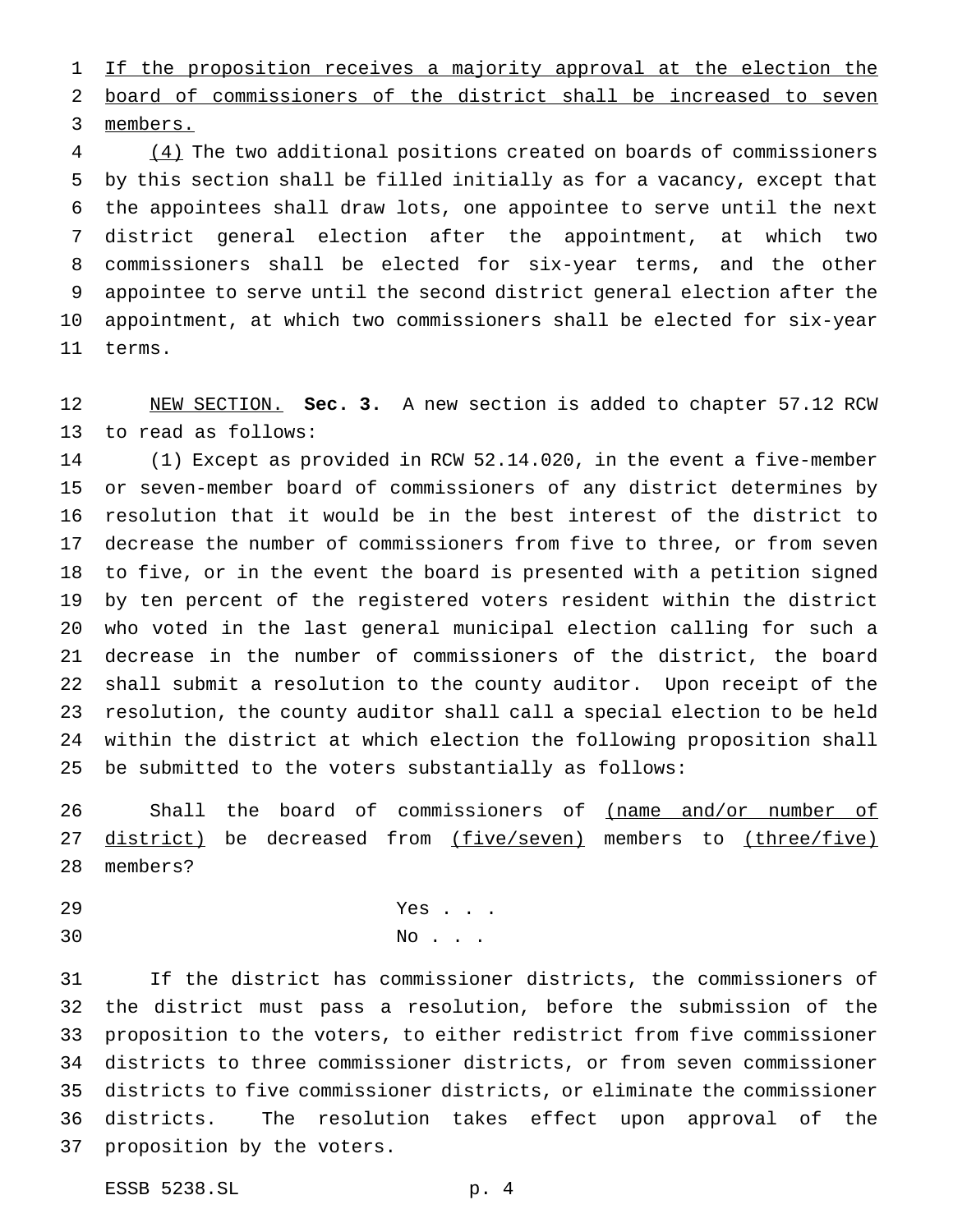If the proposition receives a majority approval at the election the board of commissioners of the district shall be increased to seven members.

(4) The two additional positions created on boards of commissioners by this section shall be filled initially as for a vacancy, except that the appointees shall draw lots, one appointee to serve until the next district general election after the appointment, at which two commissioners shall be elected for six-year terms, and the other appointee to serve until the second district general election after the appointment, at which two commissioners shall be elected for six-year terms.

NEW SECTION. **Sec. 3.** A new section is added to chapter 57.12 RCW to read as follows:

(1) Except as provided in RCW 52.14.020, in the event a five-member or seven-member board of commissioners of any district determines by resolution that it would be in the best interest of the district to decrease the number of commissioners from five to three, or from seven to five, or in the event the board is presented with a petition signed by ten percent of the registered voters resident within the district who voted in the last general municipal election calling for such a decrease in the number of commissioners of the district, the board shall submit a resolution to the county auditor. Upon receipt of the resolution, the county auditor shall call a special election to be held within the district at which election the following proposition shall be submitted to the voters substantially as follows:

Shall the board of commissioners of (name and/or number of district) be decreased from (five/seven) members to (three/five) members?

Yes . . .

No . . .

If the district has commissioner districts, the commissioners of the district must pass a resolution, before the submission of the proposition to the voters, to either redistrict from five commissioner districts to three commissioner districts, or from seven commissioner districts to five commissioner districts, or eliminate the commissioner districts. The resolution takes effect upon approval of the proposition by the voters.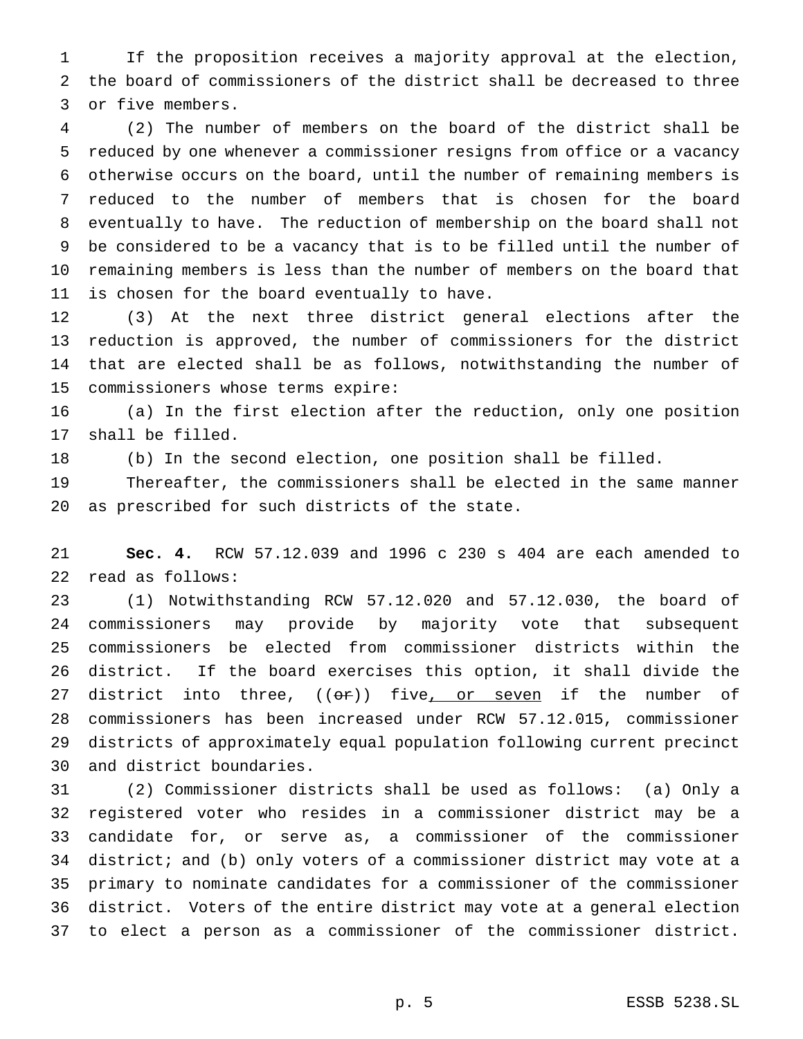If the proposition receives a majority approval at the election, the board of commissioners of the district shall be decreased to three or five members.

(2) The number of members on the board of the district shall be reduced by one whenever a commissioner resigns from office or a vacancy otherwise occurs on the board, until the number of remaining members is reduced to the number of members that is chosen for the board eventually to have. The reduction of membership on the board shall not be considered to be a vacancy that is to be filled until the number of remaining members is less than the number of members on the board that is chosen for the board eventually to have.

(3) At the next three district general elections after the reduction is approved, the number of commissioners for the district that are elected shall be as follows, notwithstanding the number of commissioners whose terms expire:

(a) In the first election after the reduction, only one position shall be filled.

(b) In the second election, one position shall be filled.

Thereafter, the commissioners shall be elected in the same manner as prescribed for such districts of the state.

**Sec. 4.** RCW 57.12.039 and 1996 c 230 s 404 are each amended to read as follows:

(1) Notwithstanding RCW 57.12.020 and 57.12.030, the board of commissioners may provide by majority vote that subsequent commissioners be elected from commissioner districts within the district. If the board exercises this option, it shall divide the district into three, ((~~or~~)) five<u>, or seven</u> if the number of commissioners has been increased under RCW 57.12.015, commissioner districts of approximately equal population following current precinct and district boundaries.

(2) Commissioner districts shall be used as follows: (a) Only a registered voter who resides in a commissioner district may be a candidate for, or serve as, a commissioner of the commissioner district; and (b) only voters of a commissioner district may vote at a primary to nominate candidates for a commissioner of the commissioner district. Voters of the entire district may vote at a general election to elect a person as a commissioner of the commissioner district.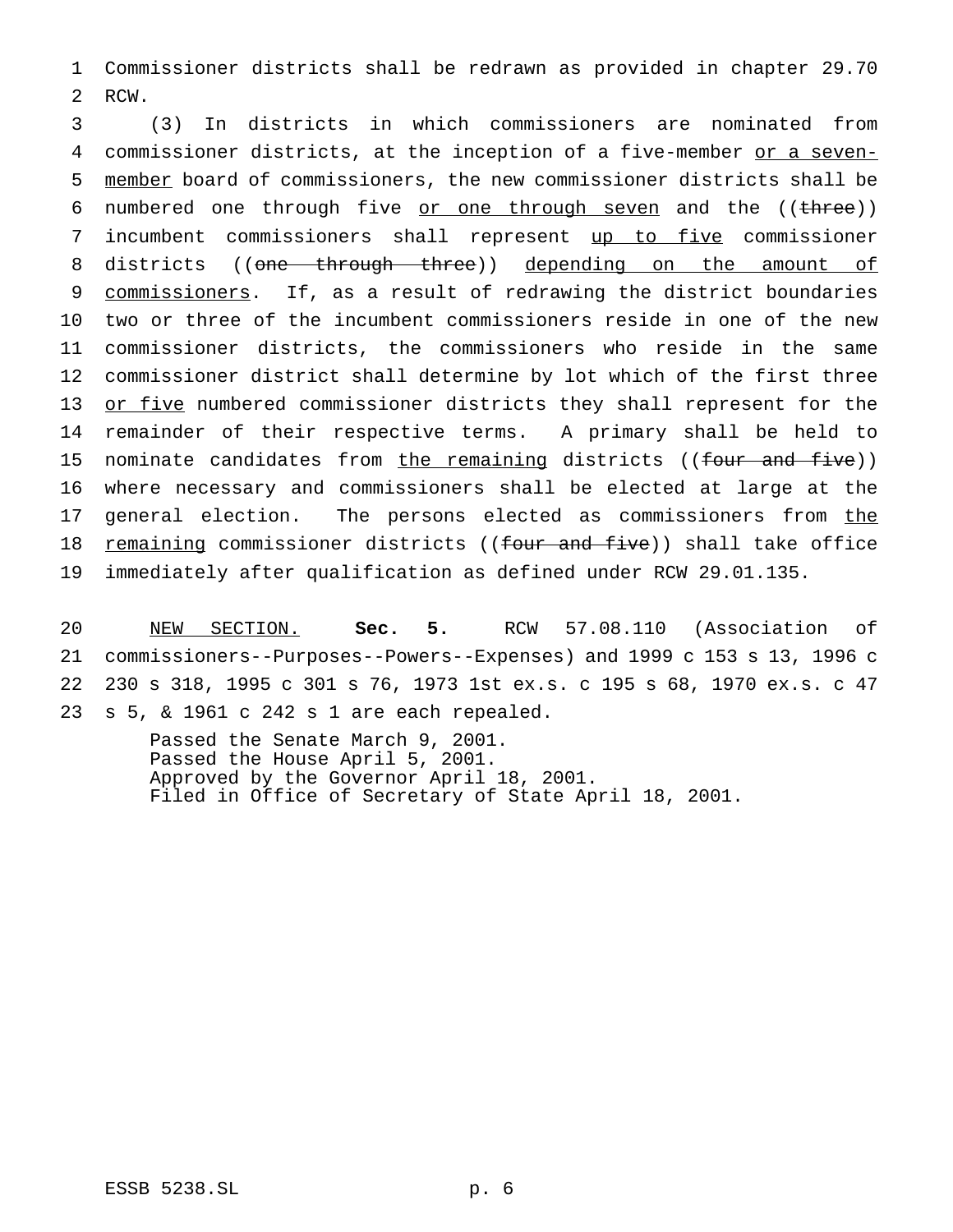Commissioner districts shall be redrawn as provided in chapter 29.70 RCW.

(3) In districts in which commissioners are nominated from commissioner districts, at the inception of a five-member <u>or a seven-member</u> board of commissioners, the new commissioner districts shall be numbered one through five <u>or one through seven</u> and the ((~~three~~)) incumbent commissioners shall represent <u>up to five</u> commissioner districts ((~~one through three~~)) <u>depending on the amount of commissioners</u>. If, as a result of redrawing the district boundaries two or three of the incumbent commissioners reside in one of the new commissioner districts, the commissioners who reside in the same commissioner district shall determine by lot which of the first three <u>or five</u> numbered commissioner districts they shall represent for the remainder of their respective terms. A primary shall be held to nominate candidates from <u>the remaining</u> districts ((~~four and five~~)) where necessary and commissioners shall be elected at large at the general election. The persons elected as commissioners from <u>the remaining</u> commissioner districts ((~~four and five~~)) shall take office immediately after qualification as defined under RCW 29.01.135.

<u>NEW SECTION.</u> **Sec. 5.** RCW 57.08.110 (Association of commissioners--Purposes--Powers--Expenses) and 1999 c 153 s 13, 1996 c 230 s 318, 1995 c 301 s 76, 1973 1st ex.s. c 195 s 68, 1970 ex.s. c 47 s 5, & 1961 c 242 s 1 are each repealed.

Passed the Senate March 9, 2001.
Passed the House April 5, 2001.
Approved by the Governor April 18, 2001.
Filed in Office of Secretary of State April 18, 2001.